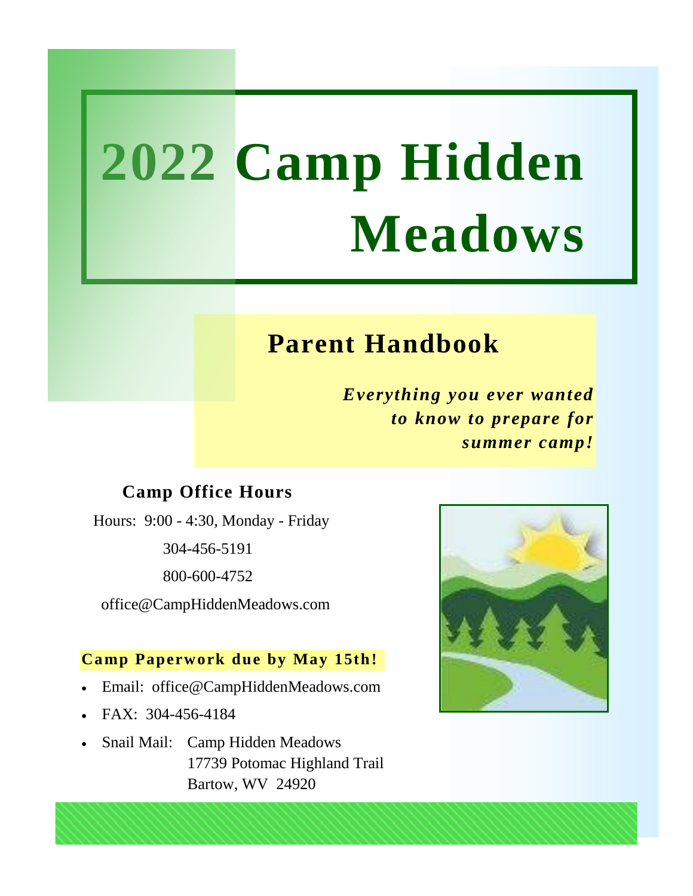# 2022 Camp Hidden Meadows

## Parent Handbook

***Everything you ever wanted to know to prepare for summer camp!***

### Camp Office Hours

Hours: 9:00 - 4:30, Monday - Friday

304-456-5191

800-600-4752

office@CampHiddenMeadows.com

**Camp Paperwork due by May 15th!**

- Email: office@CampHiddenMeadows.com
- FAX: 304-456-4184
- Snail Mail: Camp Hidden Meadows
  17739 Potomac Highland Trail
  Bartow, WV 24920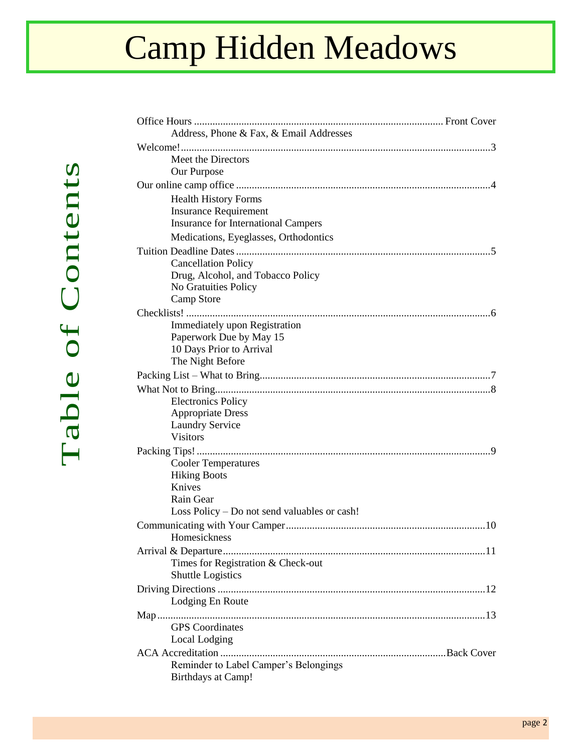# Camp Hidden Meadows

## Table of Contents

Office Hours .......... Front Cover
- Address, Phone & Fax, & Email Addresses

Welcome! .......... 3
- Meet the Directors
- Our Purpose

Our online camp office .......... 4
- Health History Forms
- Insurance Requirement
- Insurance for International Campers
- Medications, Eyeglasses, Orthodontics

Tuition Deadline Dates .......... 5
- Cancellation Policy
- Drug, Alcohol, and Tobacco Policy
- No Gratuities Policy
- Camp Store

Checklists! .......... 6
- Immediately upon Registration
- Paperwork Due by May 15
- 10 Days Prior to Arrival
- The Night Before

Packing List – What to Bring .......... 7

What Not to Bring .......... 8
- Electronics Policy
- Appropriate Dress
- Laundry Service
- Visitors

Packing Tips! .......... 9
- Cooler Temperatures
- Hiking Boots
- Knives
- Rain Gear
- Loss Policy – Do not send valuables or cash!

Communicating with Your Camper .......... 10
- Homesickness

Arrival & Departure .......... 11
- Times for Registration & Check-out
- Shuttle Logistics

Driving Directions .......... 12
- Lodging En Route

Map .......... 13
- GPS Coordinates
- Local Lodging

ACA Accreditation .......... Back Cover
- Reminder to Label Camper's Belongings
- Birthdays at Camp!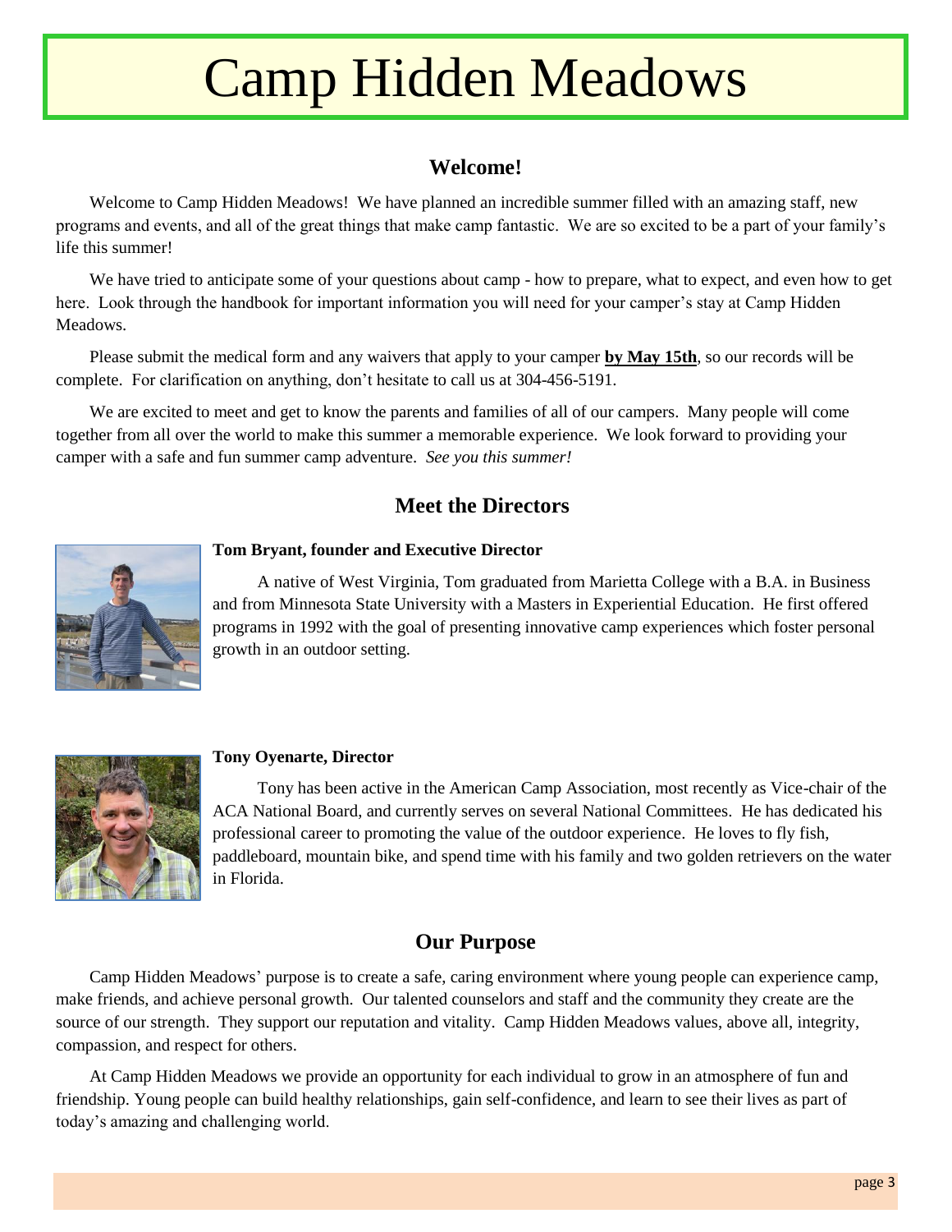# Camp Hidden Meadows

## Welcome!

Welcome to Camp Hidden Meadows! We have planned an incredible summer filled with an amazing staff, new programs and events, and all of the great things that make camp fantastic. We are so excited to be a part of your family's life this summer!

We have tried to anticipate some of your questions about camp - how to prepare, what to expect, and even how to get here. Look through the handbook for important information you will need for your camper's stay at Camp Hidden Meadows.

Please submit the medical form and any waivers that apply to your camper **by May 15th**, so our records will be complete. For clarification on anything, don't hesitate to call us at 304-456-5191.

We are excited to meet and get to know the parents and families of all of our campers. Many people will come together from all over the world to make this summer a memorable experience. We look forward to providing your camper with a safe and fun summer camp adventure. *See you this summer!*

## Meet the Directors

**Tom Bryant, founder and Executive Director**

A native of West Virginia, Tom graduated from Marietta College with a B.A. in Business and from Minnesota State University with a Masters in Experiential Education. He first offered programs in 1992 with the goal of presenting innovative camp experiences which foster personal growth in an outdoor setting.

**Tony Oyenarte, Director**

Tony has been active in the American Camp Association, most recently as Vice-chair of the ACA National Board, and currently serves on several National Committees. He has dedicated his professional career to promoting the value of the outdoor experience. He loves to fly fish, paddleboard, mountain bike, and spend time with his family and two golden retrievers on the water in Florida.

## Our Purpose

Camp Hidden Meadows' purpose is to create a safe, caring environment where young people can experience camp, make friends, and achieve personal growth. Our talented counselors and staff and the community they create are the source of our strength. They support our reputation and vitality. Camp Hidden Meadows values, above all, integrity, compassion, and respect for others.

At Camp Hidden Meadows we provide an opportunity for each individual to grow in an atmosphere of fun and friendship. Young people can build healthy relationships, gain self-confidence, and learn to see their lives as part of today's amazing and challenging world.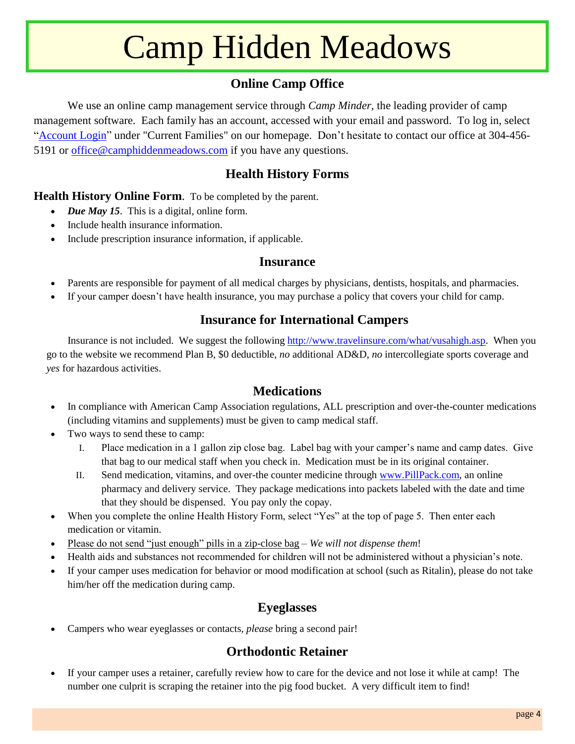# Camp Hidden Meadows

## Online Camp Office

We use an online camp management service through *Camp Minder*, the leading provider of camp management software. Each family has an account, accessed with your email and password. To log in, select "[Account Login]" under "Current Families" on our homepage. Don't hesitate to contact our office at 304-456-5191 or office@camphiddenmeadows.com if you have any questions.

## Health History Forms

**Health History Online Form**. To be completed by the parent.

- ***Due May 15***. This is a digital, online form.
- Include health insurance information.
- Include prescription insurance information, if applicable.

## Insurance

- Parents are responsible for payment of all medical charges by physicians, dentists, hospitals, and pharmacies.
- If your camper doesn't have health insurance, you may purchase a policy that covers your child for camp.

## Insurance for International Campers

Insurance is not included. We suggest the following http://www.travelinsure.com/what/vusahigh.asp. When you go to the website we recommend Plan B, $0 deductible, *no* additional AD&D, *no* intercollegiate sports coverage and *yes* for hazardous activities.

## Medications

- In compliance with American Camp Association regulations, ALL prescription and over-the-counter medications (including vitamins and supplements) must be given to camp medical staff.
- Two ways to send these to camp:
  - I. Place medication in a 1 gallon zip close bag. Label bag with your camper's name and camp dates. Give that bag to our medical staff when you check in. Medication must be in its original container.
  - II. Send medication, vitamins, and over-the counter medicine through www.PillPack.com, an online pharmacy and delivery service. They package medications into packets labeled with the date and time that they should be dispensed. You pay only the copay.
- When you complete the online Health History Form, select "Yes" at the top of page 5. Then enter each medication or vitamin.
- Please do not send "just enough" pills in a zip-close bag – *We will not dispense them*!
- Health aids and substances not recommended for children will not be administered without a physician's note.
- If your camper uses medication for behavior or mood modification at school (such as Ritalin), please do not take him/her off the medication during camp.

## Eyeglasses

- Campers who wear eyeglasses or contacts, *please* bring a second pair!

## Orthodontic Retainer

- If your camper uses a retainer, carefully review how to care for the device and not lose it while at camp! The number one culprit is scraping the retainer into the pig food bucket. A very difficult item to find!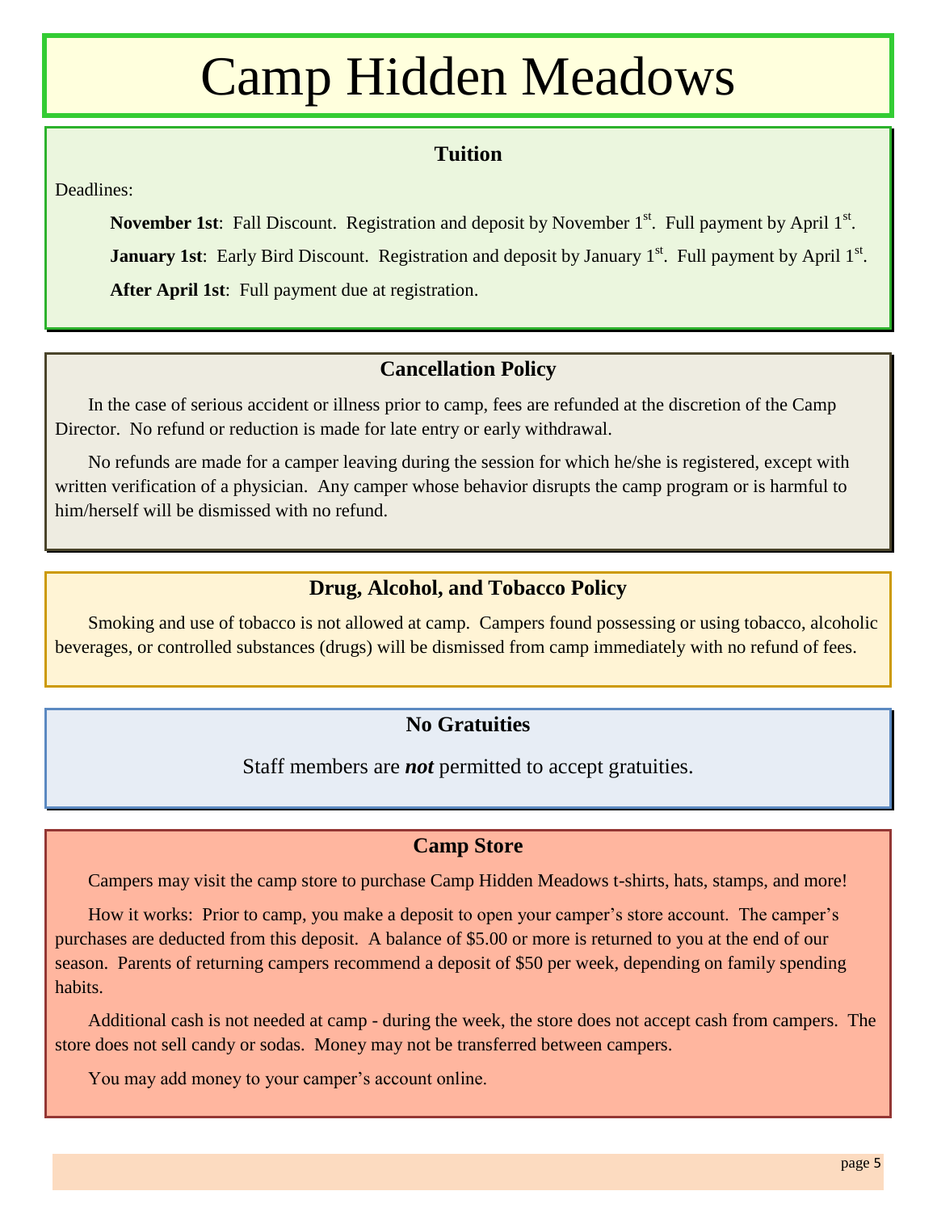# Camp Hidden Meadows

## Tuition

Deadlines:

**November 1st**: Fall Discount. Registration and deposit by November 1st. Full payment by April 1st.

**January 1st**: Early Bird Discount. Registration and deposit by January 1st. Full payment by April 1st.

**After April 1st**: Full payment due at registration.

## Cancellation Policy

In the case of serious accident or illness prior to camp, fees are refunded at the discretion of the Camp Director. No refund or reduction is made for late entry or early withdrawal.

No refunds are made for a camper leaving during the session for which he/she is registered, except with written verification of a physician. Any camper whose behavior disrupts the camp program or is harmful to him/herself will be dismissed with no refund.

## Drug, Alcohol, and Tobacco Policy

Smoking and use of tobacco is not allowed at camp. Campers found possessing or using tobacco, alcoholic beverages, or controlled substances (drugs) will be dismissed from camp immediately with no refund of fees.

## No Gratuities

Staff members are ***not*** permitted to accept gratuities.

## Camp Store

Campers may visit the camp store to purchase Camp Hidden Meadows t-shirts, hats, stamps, and more!

How it works: Prior to camp, you make a deposit to open your camper's store account. The camper's purchases are deducted from this deposit. A balance of $5.00 or more is returned to you at the end of our season. Parents of returning campers recommend a deposit of $50 per week, depending on family spending habits.

Additional cash is not needed at camp - during the week, the store does not accept cash from campers. The store does not sell candy or sodas. Money may not be transferred between campers.

You may add money to your camper's account online.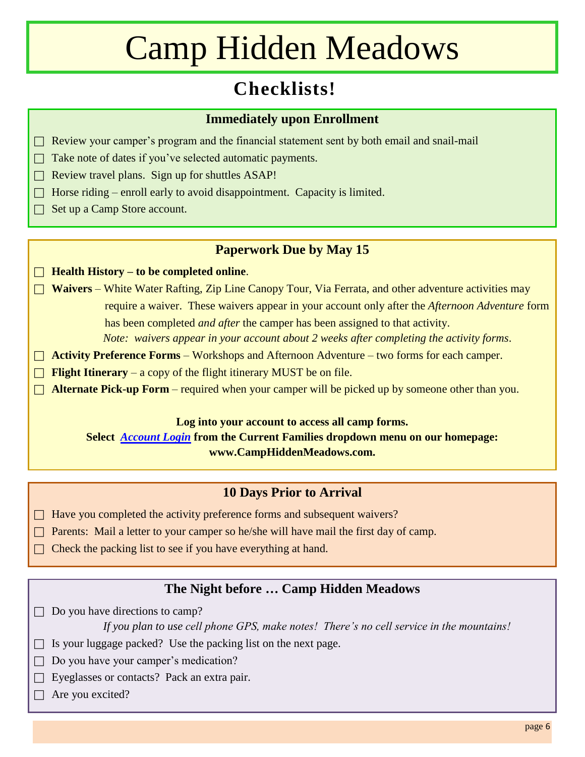# Camp Hidden Meadows

## Checklists!

### Immediately upon Enrollment

- ☐ Review your camper's program and the financial statement sent by both email and snail-mail
- ☐ Take note of dates if you've selected automatic payments.
- ☐ Review travel plans. Sign up for shuttles ASAP!
- ☐ Horse riding – enroll early to avoid disappointment. Capacity is limited.
- ☐ Set up a Camp Store account.

### Paperwork Due by May 15

- ☐ **Health History – to be completed online**.
- ☐ **Waivers** – White Water Rafting, Zip Line Canopy Tour, Via Ferrata, and other adventure activities may require a waiver. These waivers appear in your account only after the *Afternoon Adventure* form has been completed *and after* the camper has been assigned to that activity.
  *Note: waivers appear in your account about 2 weeks after completing the activity forms*.
- ☐ **Activity Preference Forms** – Workshops and Afternoon Adventure – two forms for each camper.
- ☐ **Flight Itinerary** – a copy of the flight itinerary MUST be on file.
- ☐ **Alternate Pick-up Form** – required when your camper will be picked up by someone other than you.

**Log into your account to access all camp forms.**
**Select *Account Login* from the Current Families dropdown menu on our homepage: www.CampHiddenMeadows.com.**

### 10 Days Prior to Arrival

- ☐ Have you completed the activity preference forms and subsequent waivers?
- ☐ Parents: Mail a letter to your camper so he/she will have mail the first day of camp.
- ☐ Check the packing list to see if you have everything at hand.

### The Night before … Camp Hidden Meadows

- ☐ Do you have directions to camp?
  *If you plan to use cell phone GPS, make notes! There's no cell service in the mountains!*
- ☐ Is your luggage packed? Use the packing list on the next page.
- ☐ Do you have your camper's medication?
- ☐ Eyeglasses or contacts? Pack an extra pair.
- ☐ Are you excited?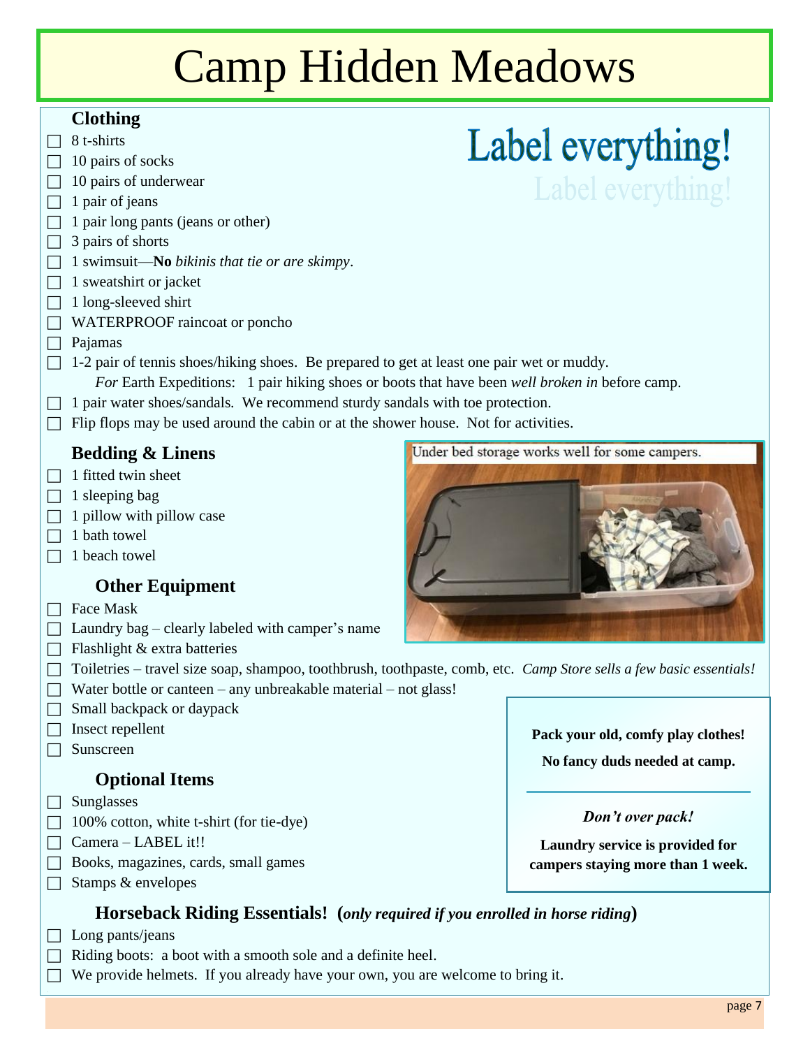# Camp Hidden Meadows

## Clothing

- [ ] 8 t-shirts
- [ ] 10 pairs of socks
- [ ] 10 pairs of underwear
- [ ] 1 pair of jeans
- [ ] 1 pair long pants (jeans or other)
- [ ] 3 pairs of shorts
- [ ] 1 swimsuit—**No** *bikinis that tie or are skimpy*.
- [ ] 1 sweatshirt or jacket
- [ ] 1 long-sleeved shirt
- [ ] WATERPROOF raincoat or poncho
- [ ] Pajamas
- [ ] 1-2 pair of tennis shoes/hiking shoes. Be prepared to get at least one pair wet or muddy.
  *For* Earth Expeditions: 1 pair hiking shoes or boots that have been *well broken in* before camp.
- [ ] 1 pair water shoes/sandals. We recommend sturdy sandals with toe protection.
- [ ] Flip flops may be used around the cabin or at the shower house. Not for activities.

**Label everything!**

## Bedding & Linens

- [ ] 1 fitted twin sheet
- [ ] 1 sleeping bag
- [ ] 1 pillow with pillow case
- [ ] 1 bath towel
- [ ] 1 beach towel

Under bed storage works well for some campers.

## Other Equipment

- [ ] Face Mask
- [ ] Laundry bag – clearly labeled with camper's name
- [ ] Flashlight & extra batteries
- [ ] Toiletries – travel size soap, shampoo, toothbrush, toothpaste, comb, etc. *Camp Store sells a few basic essentials!*
- [ ] Water bottle or canteen – any unbreakable material – not glass!
- [ ] Small backpack or daypack
- [ ] Insect repellent
- [ ] Sunscreen

**Pack your old, comfy play clothes!**

**No fancy duds needed at camp.**

***Don't over pack!***

**Laundry service is provided for campers staying more than 1 week.**

## Optional Items

- [ ] Sunglasses
- [ ] 100% cotton, white t-shirt (for tie-dye)
- [ ] Camera – LABEL it!!
- [ ] Books, magazines, cards, small games
- [ ] Stamps & envelopes

## Horseback Riding Essentials! (*only required if you enrolled in horse riding*)

- [ ] Long pants/jeans
- [ ] Riding boots: a boot with a smooth sole and a definite heel.
- [ ] We provide helmets. If you already have your own, you are welcome to bring it.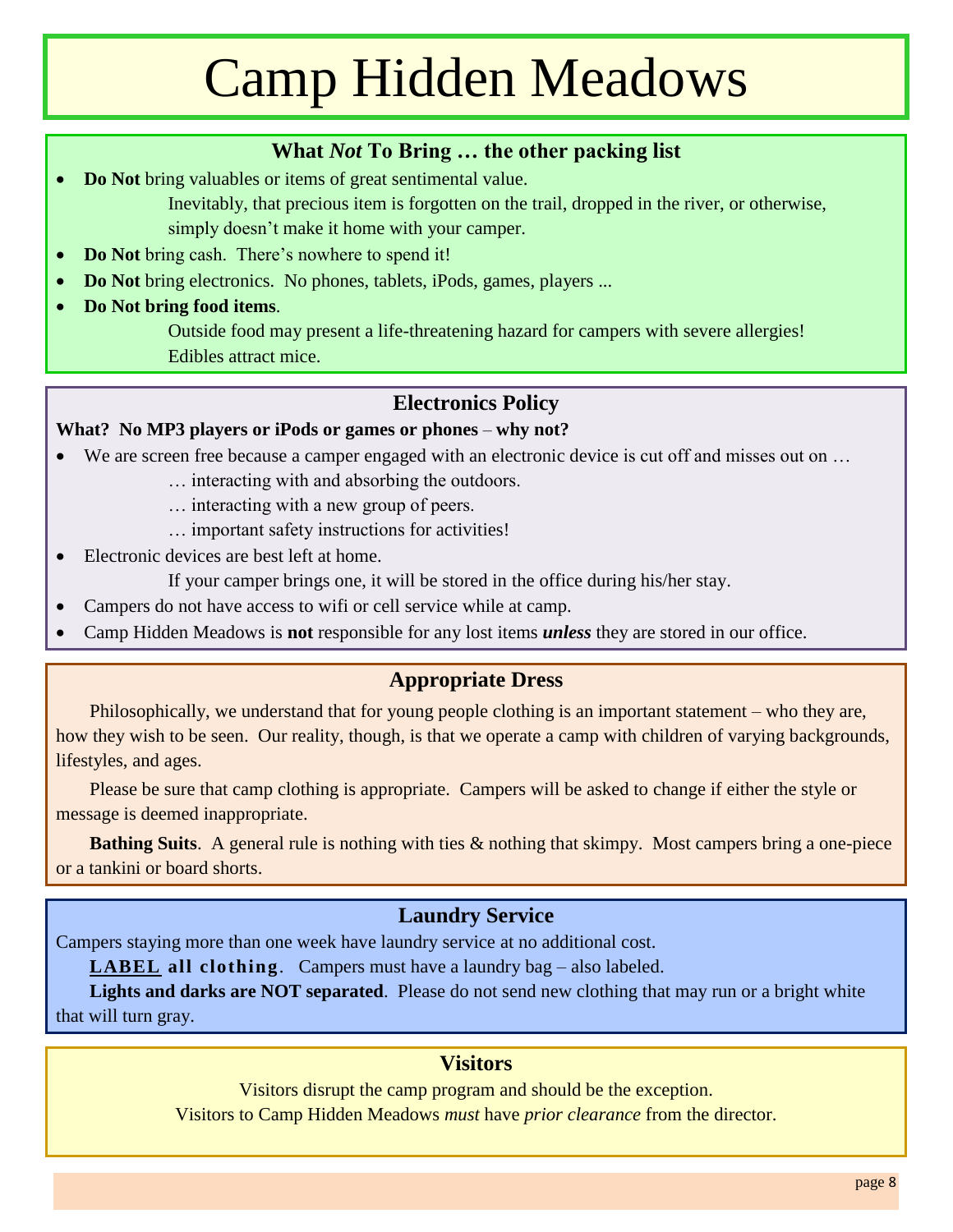# Camp Hidden Meadows

## What *Not* To Bring … the other packing list

- **Do Not** bring valuables or items of great sentimental value.
  Inevitably, that precious item is forgotten on the trail, dropped in the river, or otherwise, simply doesn't make it home with your camper.
- **Do Not** bring cash. There's nowhere to spend it!
- **Do Not** bring electronics. No phones, tablets, iPods, games, players ...
- **Do Not bring food items**.
  Outside food may present a life-threatening hazard for campers with severe allergies!
  Edibles attract mice.

## Electronics Policy

**What? No MP3 players or iPods or games or phones – why not?**

- We are screen free because a camper engaged with an electronic device is cut off and misses out on …
  … interacting with and absorbing the outdoors.
  … interacting with a new group of peers.
  … important safety instructions for activities!
- Electronic devices are best left at home.
  If your camper brings one, it will be stored in the office during his/her stay.
- Campers do not have access to wifi or cell service while at camp.
- Camp Hidden Meadows is **not** responsible for any lost items ***unless*** they are stored in our office.

## Appropriate Dress

Philosophically, we understand that for young people clothing is an important statement – who they are, how they wish to be seen. Our reality, though, is that we operate a camp with children of varying backgrounds, lifestyles, and ages.

Please be sure that camp clothing is appropriate. Campers will be asked to change if either the style or message is deemed inappropriate.

**Bathing Suits**. A general rule is nothing with ties & nothing that skimpy. Most campers bring a one-piece or a tankini or board shorts.

## Laundry Service

Campers staying more than one week have laundry service at no additional cost.

**LABEL all clothing**. Campers must have a laundry bag – also labeled.

**Lights and darks are NOT separated**. Please do not send new clothing that may run or a bright white that will turn gray.

## Visitors

Visitors disrupt the camp program and should be the exception.

Visitors to Camp Hidden Meadows *must* have *prior clearance* from the director.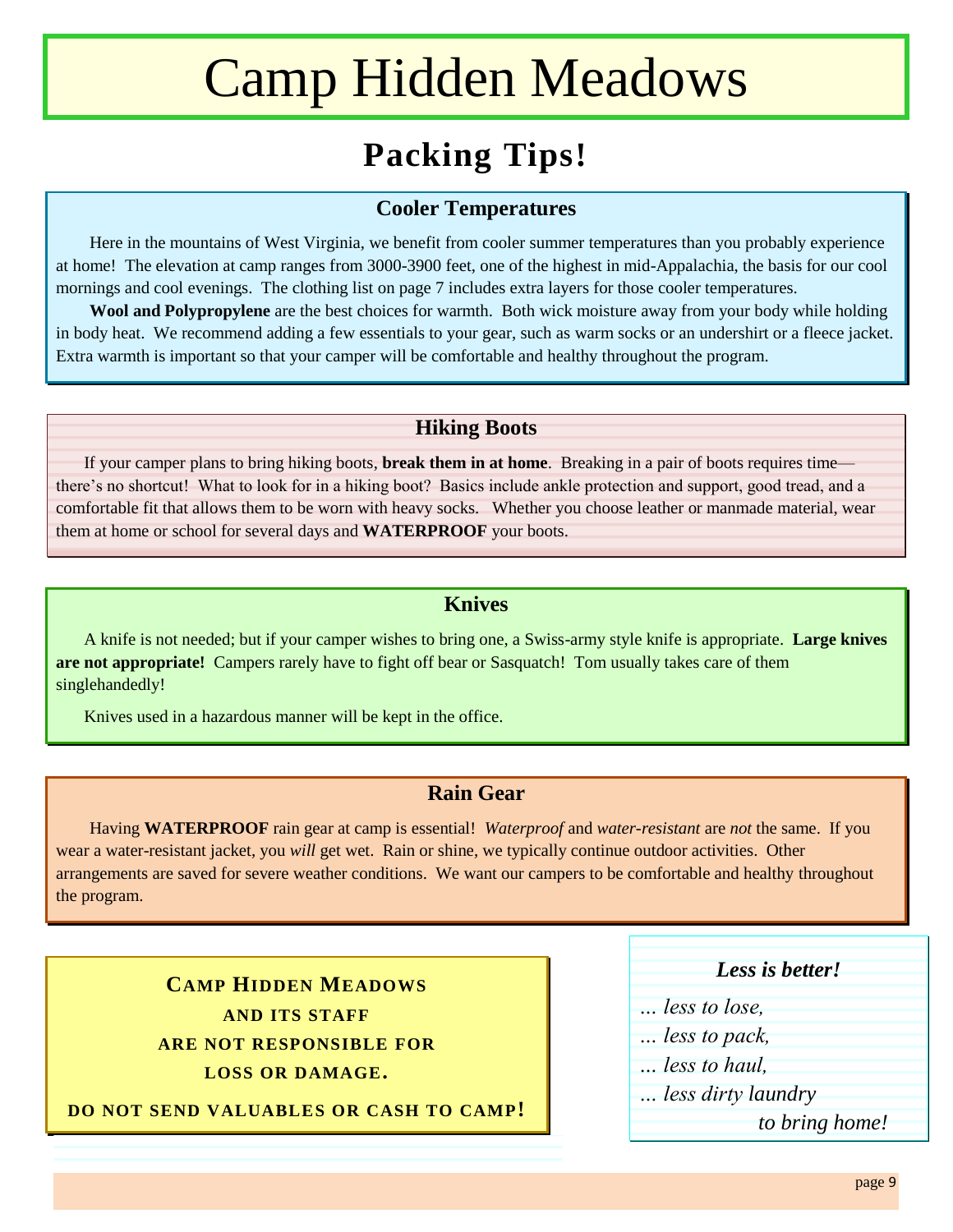# Camp Hidden Meadows

## Packing Tips!

### Cooler Temperatures

Here in the mountains of West Virginia, we benefit from cooler summer temperatures than you probably experience at home! The elevation at camp ranges from 3000-3900 feet, one of the highest in mid-Appalachia, the basis for our cool mornings and cool evenings. The clothing list on page 7 includes extra layers for those cooler temperatures.

**Wool and Polypropylene** are the best choices for warmth. Both wick moisture away from your body while holding in body heat. We recommend adding a few essentials to your gear, such as warm socks or an undershirt or a fleece jacket. Extra warmth is important so that your camper will be comfortable and healthy throughout the program.

### Hiking Boots

If your camper plans to bring hiking boots, **break them in at home**. Breaking in a pair of boots requires time—there's no shortcut! What to look for in a hiking boot? Basics include ankle protection and support, good tread, and a comfortable fit that allows them to be worn with heavy socks. Whether you choose leather or manmade material, wear them at home or school for several days and **WATERPROOF** your boots.

### Knives

A knife is not needed; but if your camper wishes to bring one, a Swiss-army style knife is appropriate. **Large knives are not appropriate!** Campers rarely have to fight off bear or Sasquatch! Tom usually takes care of them singlehandedly!

Knives used in a hazardous manner will be kept in the office.

### Rain Gear

Having **WATERPROOF** rain gear at camp is essential! *Waterproof* and *water-resistant* are *not* the same. If you wear a water-resistant jacket, you *will* get wet. Rain or shine, we typically continue outdoor activities. Other arrangements are saved for severe weather conditions. We want our campers to be comfortable and healthy throughout the program.

**CAMP HIDDEN MEADOWS AND ITS STAFF ARE NOT RESPONSIBLE FOR LOSS OR DAMAGE.**

**DO NOT SEND VALUABLES OR CASH TO CAMP!**

***Less is better!***

*... less to lose,*
*... less to pack,*
*... less to haul,*
*... less dirty laundry to bring home!*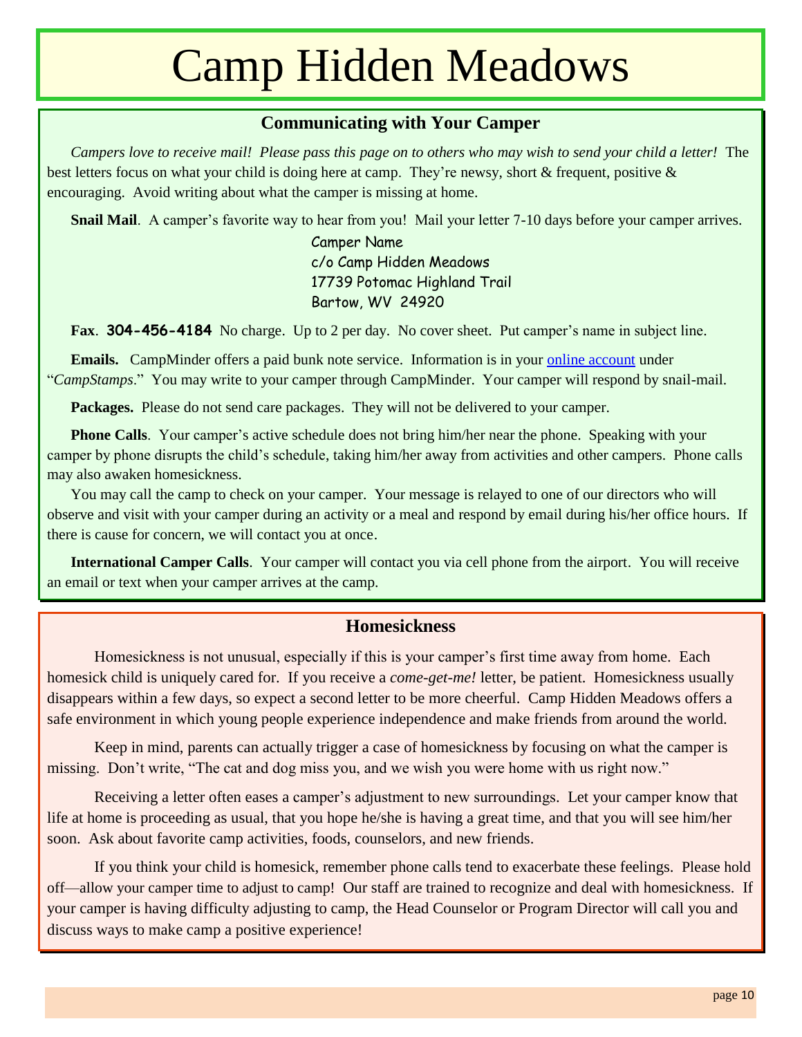# Camp Hidden Meadows

## Communicating with Your Camper

*Campers love to receive mail! Please pass this page on to others who may wish to send your child a letter!* The best letters focus on what your child is doing here at camp. They're newsy, short & frequent, positive & encouraging. Avoid writing about what the camper is missing at home.

**Snail Mail**. A camper's favorite way to hear from you! Mail your letter 7-10 days before your camper arrives.

Camper Name
c/o Camp Hidden Meadows
17739 Potomac Highland Trail
Bartow, WV 24920

**Fax**. **304-456-4184** No charge. Up to 2 per day. No cover sheet. Put camper's name in subject line.

**Emails.** CampMinder offers a paid bunk note service. Information is in your online account under "*CampStamps*." You may write to your camper through CampMinder. Your camper will respond by snail-mail.

**Packages.** Please do not send care packages. They will not be delivered to your camper.

**Phone Calls**. Your camper's active schedule does not bring him/her near the phone. Speaking with your camper by phone disrupts the child's schedule, taking him/her away from activities and other campers. Phone calls may also awaken homesickness.

You may call the camp to check on your camper. Your message is relayed to one of our directors who will observe and visit with your camper during an activity or a meal and respond by email during his/her office hours. If there is cause for concern, we will contact you at once.

**International Camper Calls**. Your camper will contact you via cell phone from the airport. You will receive an email or text when your camper arrives at the camp.

## Homesickness

Homesickness is not unusual, especially if this is your camper's first time away from home. Each homesick child is uniquely cared for. If you receive a *come-get-me!* letter, be patient. Homesickness usually disappears within a few days, so expect a second letter to be more cheerful. Camp Hidden Meadows offers a safe environment in which young people experience independence and make friends from around the world.

Keep in mind, parents can actually trigger a case of homesickness by focusing on what the camper is missing. Don't write, "The cat and dog miss you, and we wish you were home with us right now."

Receiving a letter often eases a camper's adjustment to new surroundings. Let your camper know that life at home is proceeding as usual, that you hope he/she is having a great time, and that you will see him/her soon. Ask about favorite camp activities, foods, counselors, and new friends.

If you think your child is homesick, remember phone calls tend to exacerbate these feelings. Please hold off—allow your camper time to adjust to camp! Our staff are trained to recognize and deal with homesickness. If your camper is having difficulty adjusting to camp, the Head Counselor or Program Director will call you and discuss ways to make camp a positive experience!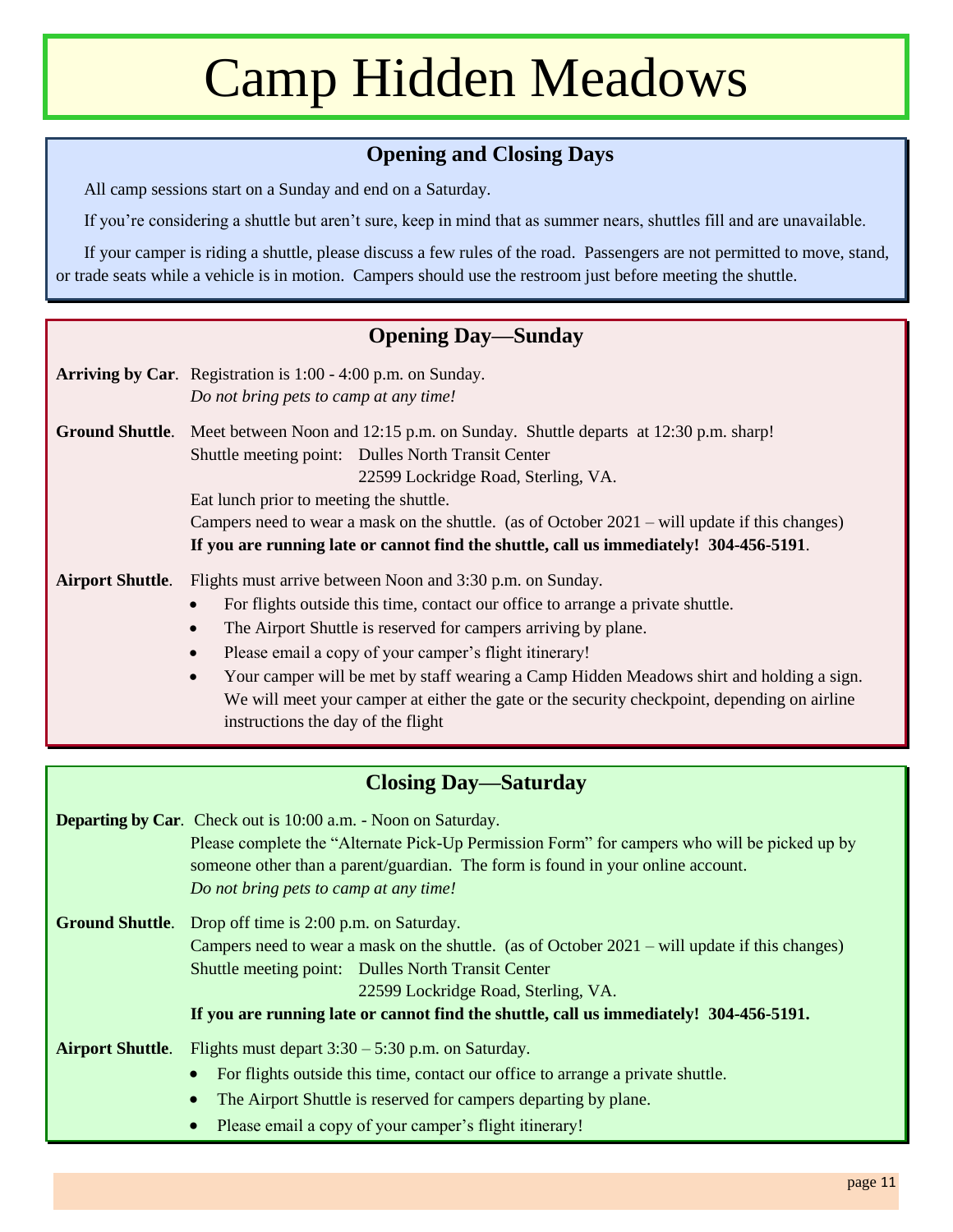# Camp Hidden Meadows

## Opening and Closing Days

All camp sessions start on a Sunday and end on a Saturday.

If you're considering a shuttle but aren't sure, keep in mind that as summer nears, shuttles fill and are unavailable.

If your camper is riding a shuttle, please discuss a few rules of the road. Passengers are not permitted to move, stand, or trade seats while a vehicle is in motion. Campers should use the restroom just before meeting the shuttle.

## Opening Day—Sunday

**Arriving by Car**. Registration is 1:00 - 4:00 p.m. on Sunday.
*Do not bring pets to camp at any time!*

**Ground Shuttle**. Meet between Noon and 12:15 p.m. on Sunday. Shuttle departs at 12:30 p.m. sharp!
Shuttle meeting point: Dulles North Transit Center
22599 Lockridge Road, Sterling, VA.
Eat lunch prior to meeting the shuttle.
Campers need to wear a mask on the shuttle. (as of October 2021 – will update if this changes)
**If you are running late or cannot find the shuttle, call us immediately! 304-456-5191**.

**Airport Shuttle**. Flights must arrive between Noon and 3:30 p.m. on Sunday.

- For flights outside this time, contact our office to arrange a private shuttle.
- The Airport Shuttle is reserved for campers arriving by plane.
- Please email a copy of your camper's flight itinerary!
- Your camper will be met by staff wearing a Camp Hidden Meadows shirt and holding a sign. We will meet your camper at either the gate or the security checkpoint, depending on airline instructions the day of the flight

## Closing Day—Saturday

**Departing by Car**. Check out is 10:00 a.m. - Noon on Saturday.
Please complete the "Alternate Pick-Up Permission Form" for campers who will be picked up by someone other than a parent/guardian. The form is found in your online account.
*Do not bring pets to camp at any time!*

**Ground Shuttle**. Drop off time is 2:00 p.m. on Saturday.
Campers need to wear a mask on the shuttle. (as of October 2021 – will update if this changes)
Shuttle meeting point: Dulles North Transit Center
22599 Lockridge Road, Sterling, VA.
**If you are running late or cannot find the shuttle, call us immediately! 304-456-5191.**

**Airport Shuttle**. Flights must depart 3:30 – 5:30 p.m. on Saturday.

- For flights outside this time, contact our office to arrange a private shuttle.
- The Airport Shuttle is reserved for campers departing by plane.
- Please email a copy of your camper's flight itinerary!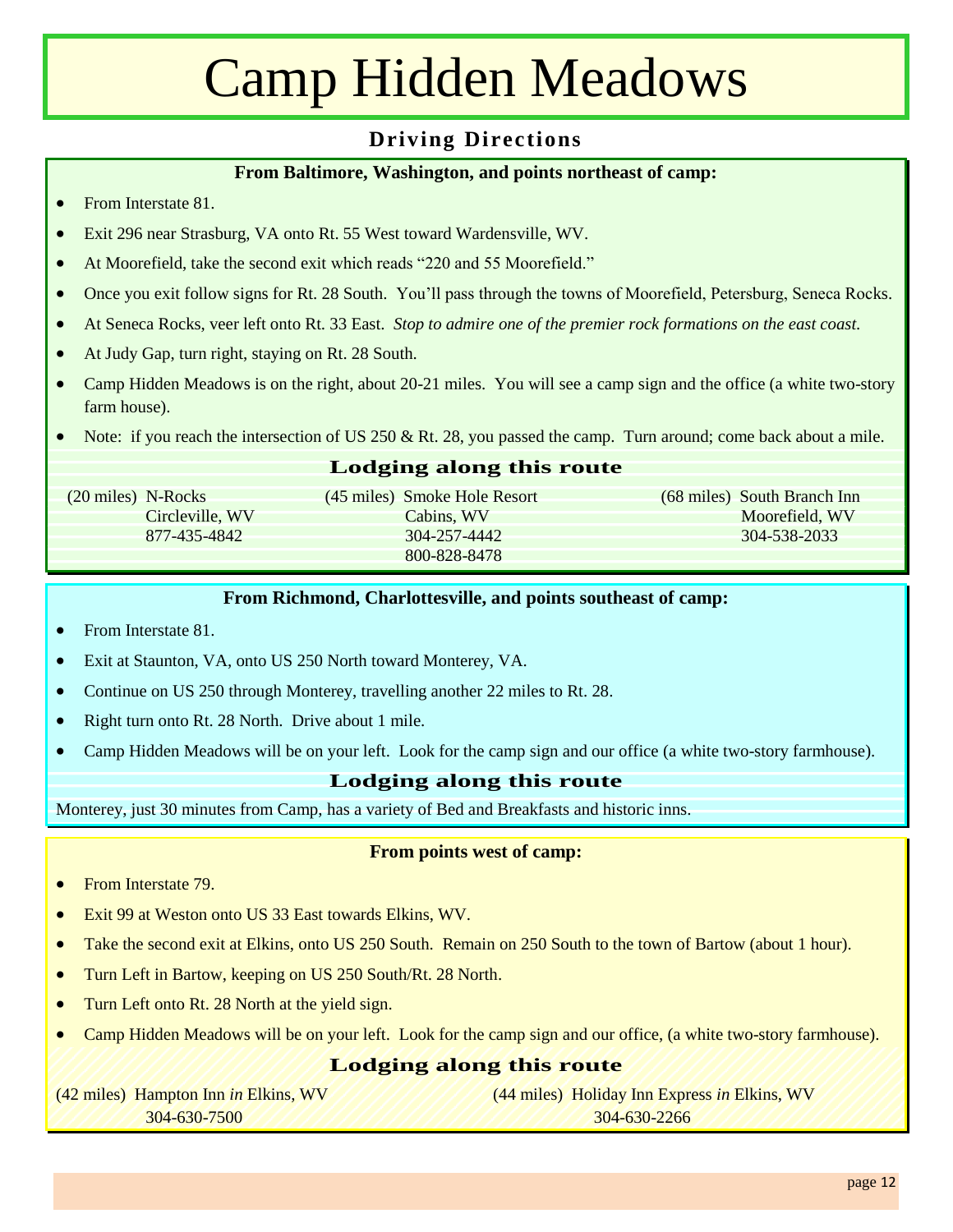# Camp Hidden Meadows

## Driving Directions

### From Baltimore, Washington, and points northeast of camp:

- From Interstate 81.
- Exit 296 near Strasburg, VA onto Rt. 55 West toward Wardensville, WV.
- At Moorefield, take the second exit which reads "220 and 55 Moorefield."
- Once you exit follow signs for Rt. 28 South. You'll pass through the towns of Moorefield, Petersburg, Seneca Rocks.
- At Seneca Rocks, veer left onto Rt. 33 East. *Stop to admire one of the premier rock formations on the east coast.*
- At Judy Gap, turn right, staying on Rt. 28 South.
- Camp Hidden Meadows is on the right, about 20-21 miles. You will see a camp sign and the office (a white two-story farm house).
- Note: if you reach the intersection of US 250 & Rt. 28, you passed the camp. Turn around; come back about a mile.

#### Lodging along this route

(20 miles) N-Rocks
Circleville, WV
877-435-4842

(45 miles) Smoke Hole Resort
Cabins, WV
304-257-4442
800-828-8478

(68 miles) South Branch Inn
Moorefield, WV
304-538-2033

### From Richmond, Charlottesville, and points southeast of camp:

- From Interstate 81.
- Exit at Staunton, VA, onto US 250 North toward Monterey, VA.
- Continue on US 250 through Monterey, travelling another 22 miles to Rt. 28.
- Right turn onto Rt. 28 North. Drive about 1 mile.
- Camp Hidden Meadows will be on your left. Look for the camp sign and our office (a white two-story farmhouse).

#### Lodging along this route

Monterey, just 30 minutes from Camp, has a variety of Bed and Breakfasts and historic inns.

### From points west of camp:

- From Interstate 79.
- Exit 99 at Weston onto US 33 East towards Elkins, WV.
- Take the second exit at Elkins, onto US 250 South. Remain on 250 South to the town of Bartow (about 1 hour).
- Turn Left in Bartow, keeping on US 250 South/Rt. 28 North.
- Turn Left onto Rt. 28 North at the yield sign.
- Camp Hidden Meadows will be on your left. Look for the camp sign and our office, (a white two-story farmhouse).

#### Lodging along this route

(42 miles) Hampton Inn *in* Elkins, WV
304-630-7500

(44 miles) Holiday Inn Express *in* Elkins, WV
304-630-2266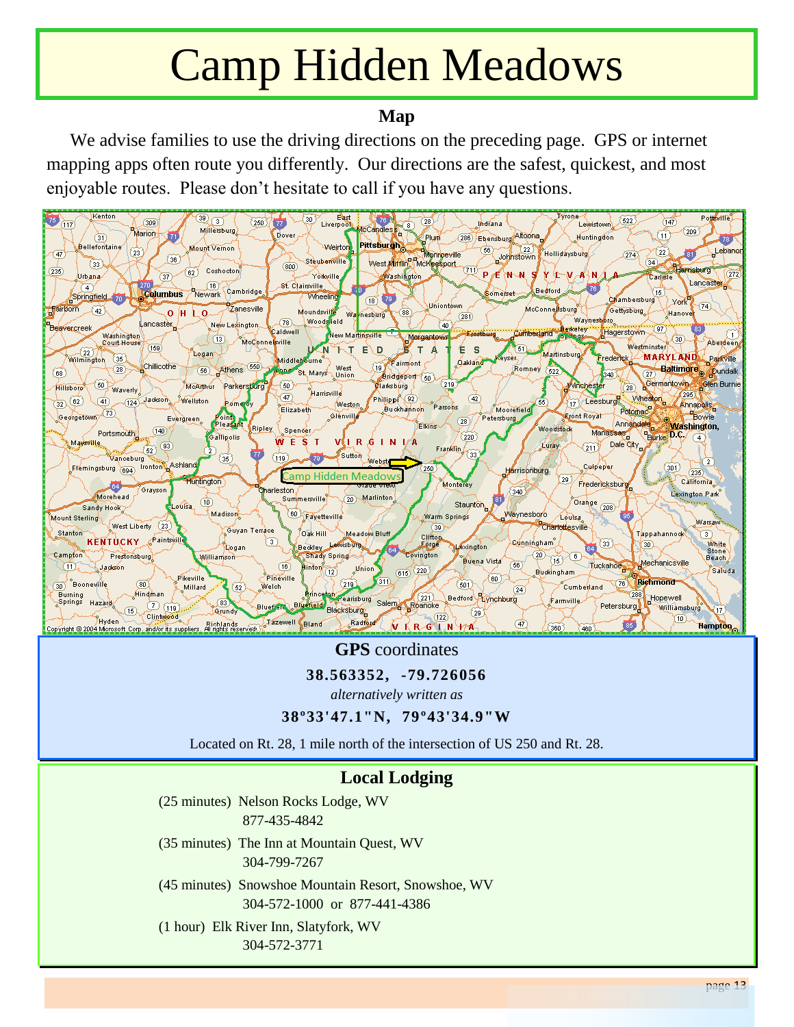# Camp Hidden Meadows

**Map**

We advise families to use the driving directions on the preceding page. GPS or internet mapping apps often route you differently. Our directions are the safest, quickest, and most enjoyable routes. Please don't hesitate to call if you have any questions.

**GPS** coordinates

**38.563352, -79.726056**

*alternatively written as*

**38°33'47.1"N, 79°43'34.9"W**

Located on Rt. 28, 1 mile north of the intersection of US 250 and Rt. 28.

## Local Lodging

(25 minutes) Nelson Rocks Lodge, WV
877-435-4842

(35 minutes) The Inn at Mountain Quest, WV
304-799-7267

(45 minutes) Snowshoe Mountain Resort, Snowshoe, WV
304-572-1000 or 877-441-4386

(1 hour) Elk River Inn, Slatyfork, WV
304-572-3771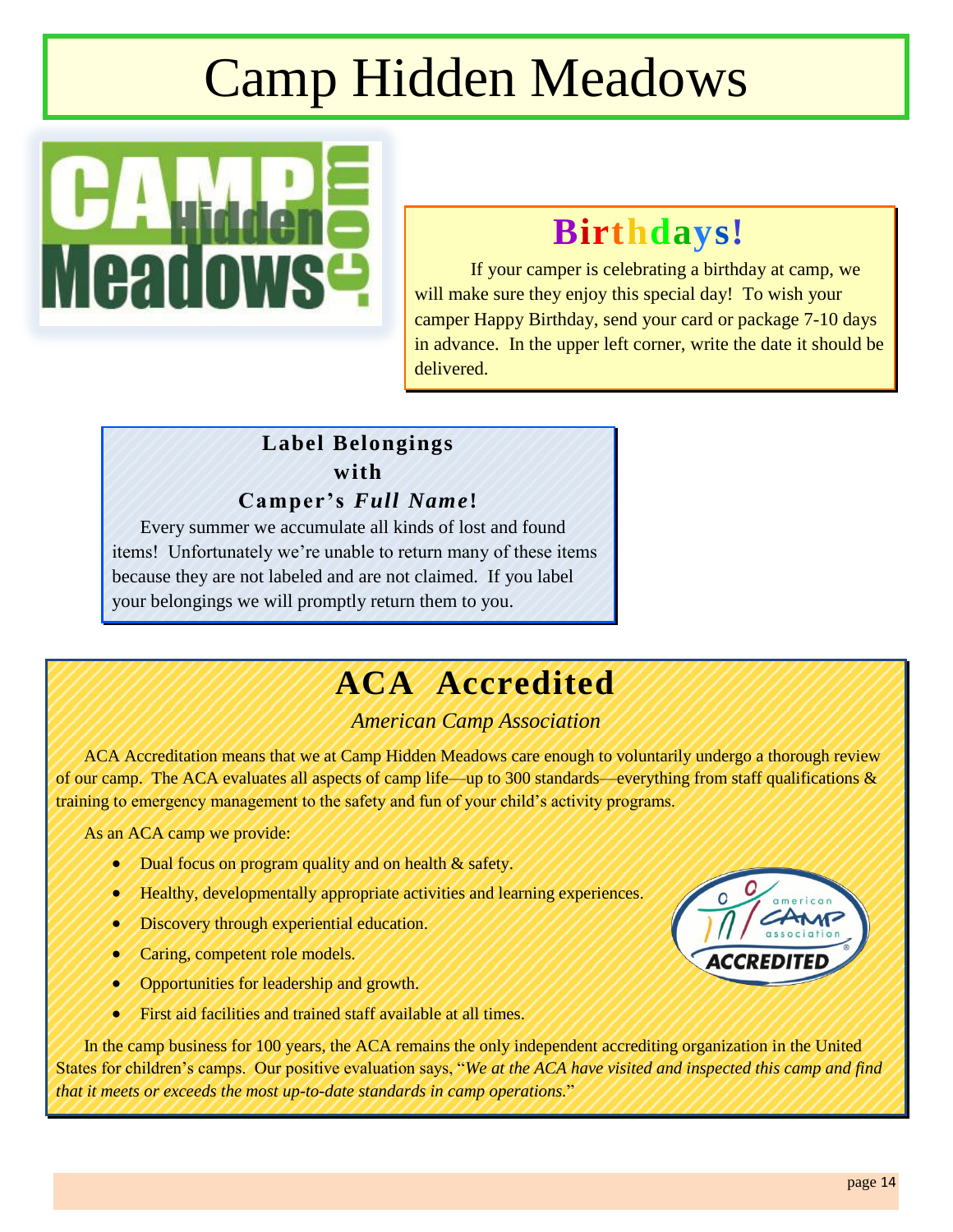# Camp Hidden Meadows

## Birthdays!

If your camper is celebrating a birthday at camp, we will make sure they enjoy this special day! To wish your camper Happy Birthday, send your card or package 7-10 days in advance. In the upper left corner, write the date it should be delivered.

### Label Belongings with Camper's *Full Name*!

Every summer we accumulate all kinds of lost and found items! Unfortunately we're unable to return many of these items because they are not labeled and are not claimed. If you label your belongings we will promptly return them to you.

## ACA Accredited

*American Camp Association*

ACA Accreditation means that we at Camp Hidden Meadows care enough to voluntarily undergo a thorough review of our camp. The ACA evaluates all aspects of camp life—up to 300 standards—everything from staff qualifications & training to emergency management to the safety and fun of your child's activity programs.

As an ACA camp we provide:

- Dual focus on program quality and on health & safety.
- Healthy, developmentally appropriate activities and learning experiences.
- Discovery through experiential education.
- Caring, competent role models.
- Opportunities for leadership and growth.
- First aid facilities and trained staff available at all times.

In the camp business for 100 years, the ACA remains the only independent accrediting organization in the United States for children's camps. Our positive evaluation says, "*We at the ACA have visited and inspected this camp and find that it meets or exceeds the most up-to-date standards in camp operations.*"